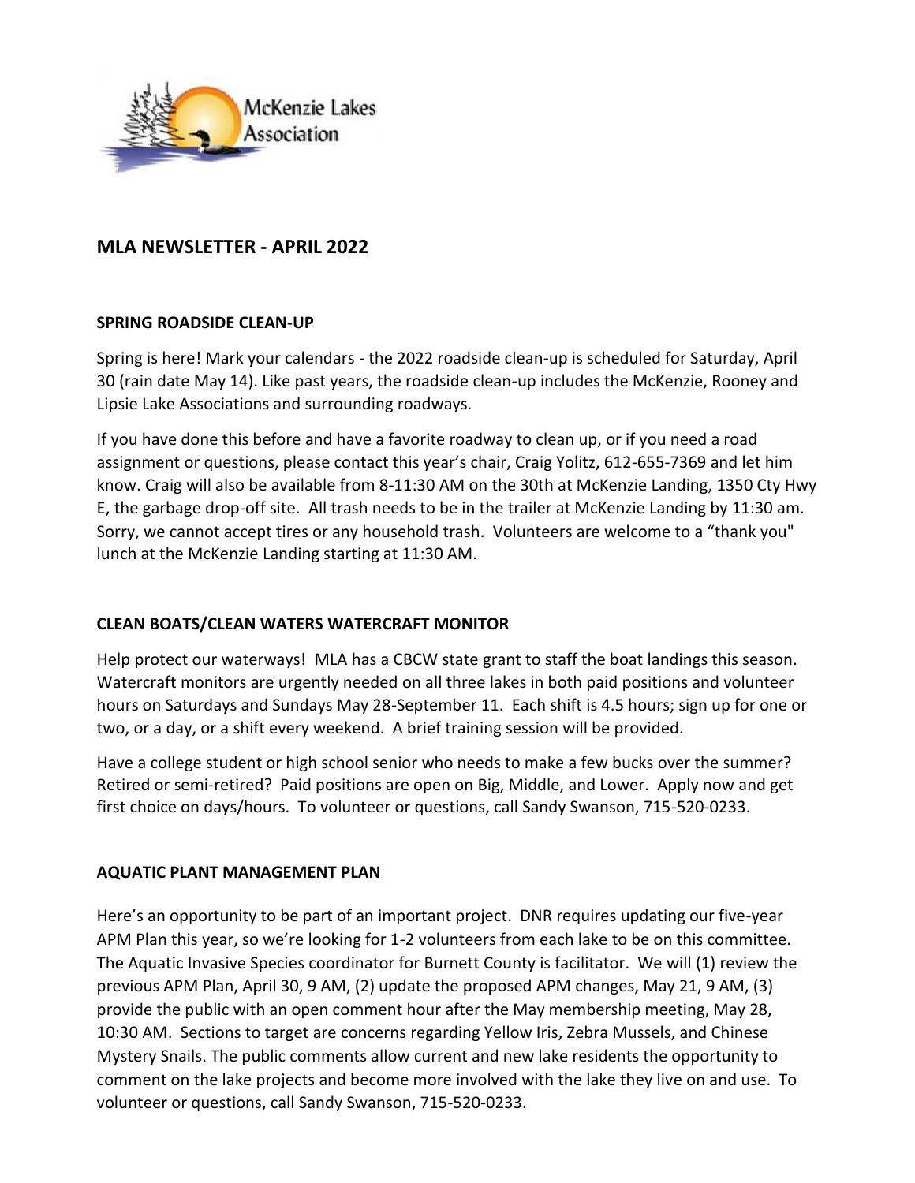# MLA NEWSLETTER - APRIL 2022

## SPRING ROADSIDE CLEAN-UP

Spring is here! Mark your calendars - the 2022 roadside clean-up is scheduled for Saturday, April 30 (rain date May 14). Like past years, the roadside clean-up includes the McKenzie, Rooney and Lipsie Lake Associations and surrounding roadways.

If you have done this before and have a favorite roadway to clean up, or if you need a road assignment or questions, please contact this year's chair, Craig Yolitz, 612-655-7369 and let him know. Craig will also be available from 8-11:30 AM on the 30th at McKenzie Landing, 1350 Cty Hwy E, the garbage drop-off site. All trash needs to be in the trailer at McKenzie Landing by 11:30 am. Sorry, we cannot accept tires or any household trash. Volunteers are welcome to a "thank you" lunch at the McKenzie Landing starting at 11:30 AM.

## CLEAN BOATS/CLEAN WATERS WATERCRAFT MONITOR

Help protect our waterways! MLA has a CBCW state grant to staff the boat landings this season. Watercraft monitors are urgently needed on all three lakes in both paid positions and volunteer hours on Saturdays and Sundays May 28-September 11. Each shift is 4.5 hours; sign up for one or two, or a day, or a shift every weekend. A brief training session will be provided.

Have a college student or high school senior who needs to make a few bucks over the summer? Retired or semi-retired? Paid positions are open on Big, Middle, and Lower. Apply now and get first choice on days/hours. To volunteer or questions, call Sandy Swanson, 715-520-0233.

## AQUATIC PLANT MANAGEMENT PLAN

Here's an opportunity to be part of an important project. DNR requires updating our five-year APM Plan this year, so we're looking for 1-2 volunteers from each lake to be on this committee. The Aquatic Invasive Species coordinator for Burnett County is facilitator. We will (1) review the previous APM Plan, April 30, 9 AM, (2) update the proposed APM changes, May 21, 9 AM, (3) provide the public with an open comment hour after the May membership meeting, May 28, 10:30 AM. Sections to target are concerns regarding Yellow Iris, Zebra Mussels, and Chinese Mystery Snails. The public comments allow current and new lake residents the opportunity to comment on the lake projects and become more involved with the lake they live on and use. To volunteer or questions, call Sandy Swanson, 715-520-0233.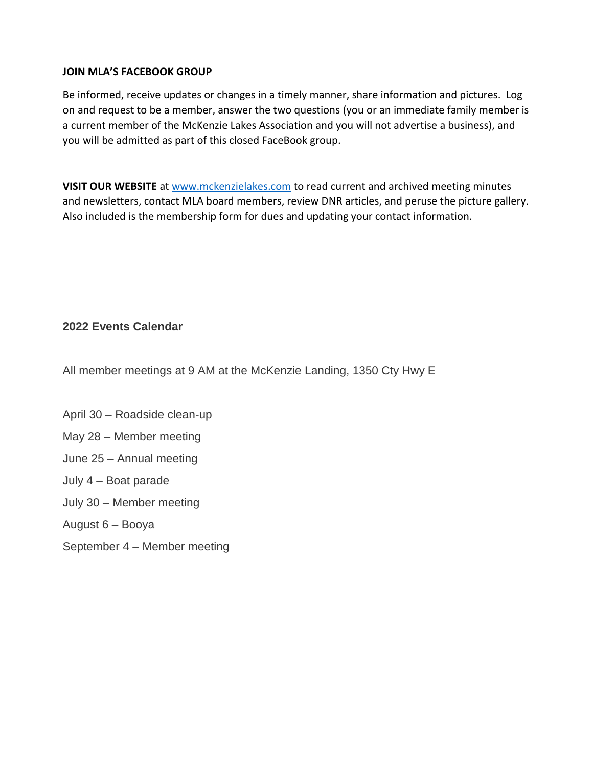**JOIN MLA'S FACEBOOK GROUP**

Be informed, receive updates or changes in a timely manner, share information and pictures. Log on and request to be a member, answer the two questions (you or an immediate family member is a current member of the McKenzie Lakes Association and you will not advertise a business), and you will be admitted as part of this closed FaceBook group.

**VISIT OUR WEBSITE** at www.mckenzielakes.com to read current and archived meeting minutes and newsletters, contact MLA board members, review DNR articles, and peruse the picture gallery. Also included is the membership form for dues and updating your contact information.

## 2022 Events Calendar

All member meetings at 9 AM at the McKenzie Landing, 1350 Cty Hwy E

April 30 – Roadside clean-up

May 28 – Member meeting

June 25 – Annual meeting

July 4 – Boat parade

July 30 – Member meeting

August 6 – Booya

September 4 – Member meeting